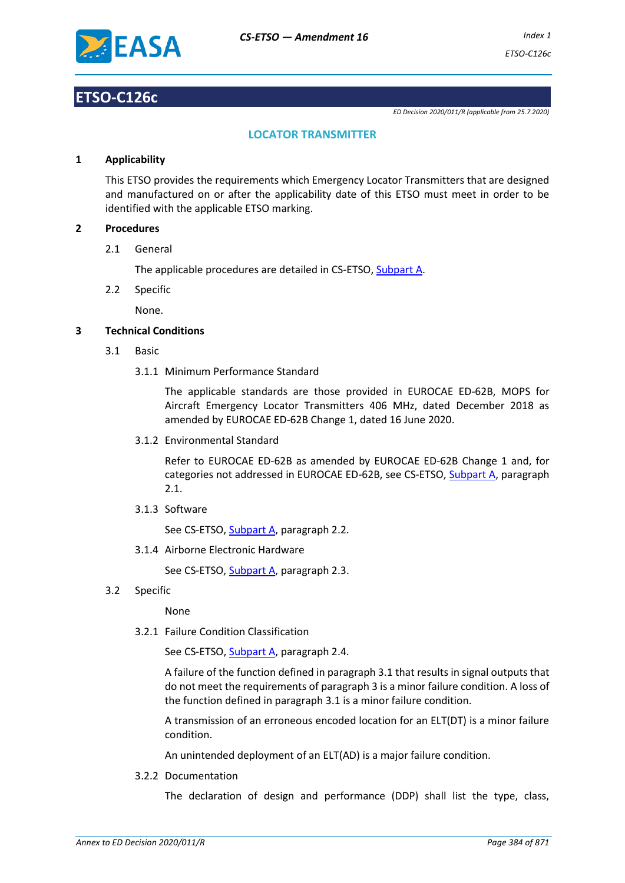# ETSO-C126c

*ED Decision 2020/011/R (applicable from 25.7.2020)*

## LOCATOR TRANSMITTER

### 1 Applicability

This ETSO provides the requirements which Emergency Locator Transmitters that are designed and manufactured on or after the applicability date of this ETSO must meet in order to be identified with the applicable ETSO marking.

### 2 Procedures

2.1 General

The applicable procedures are detailed in CS-ETSO, Subpart A.

2.2 Specific

None.

### 3 Technical Conditions

3.1 Basic

3.1.1 Minimum Performance Standard

The applicable standards are those provided in EUROCAE ED-62B, MOPS for Aircraft Emergency Locator Transmitters 406 MHz, dated December 2018 as amended by EUROCAE ED-62B Change 1, dated 16 June 2020.

3.1.2 Environmental Standard

Refer to EUROCAE ED-62B as amended by EUROCAE ED-62B Change 1 and, for categories not addressed in EUROCAE ED-62B, see CS-ETSO, Subpart A, paragraph 2.1.

3.1.3 Software

See CS-ETSO, Subpart A, paragraph 2.2.

3.1.4 Airborne Electronic Hardware

See CS-ETSO, Subpart A, paragraph 2.3.

3.2 Specific

None

3.2.1 Failure Condition Classification

See CS-ETSO, Subpart A, paragraph 2.4.

A failure of the function defined in paragraph 3.1 that results in signal outputs that do not meet the requirements of paragraph 3 is a minor failure condition. A loss of the function defined in paragraph 3.1 is a minor failure condition.

A transmission of an erroneous encoded location for an ELT(DT) is a minor failure condition.

An unintended deployment of an ELT(AD) is a major failure condition.

3.2.2 Documentation

The declaration of design and performance (DDP) shall list the type, class,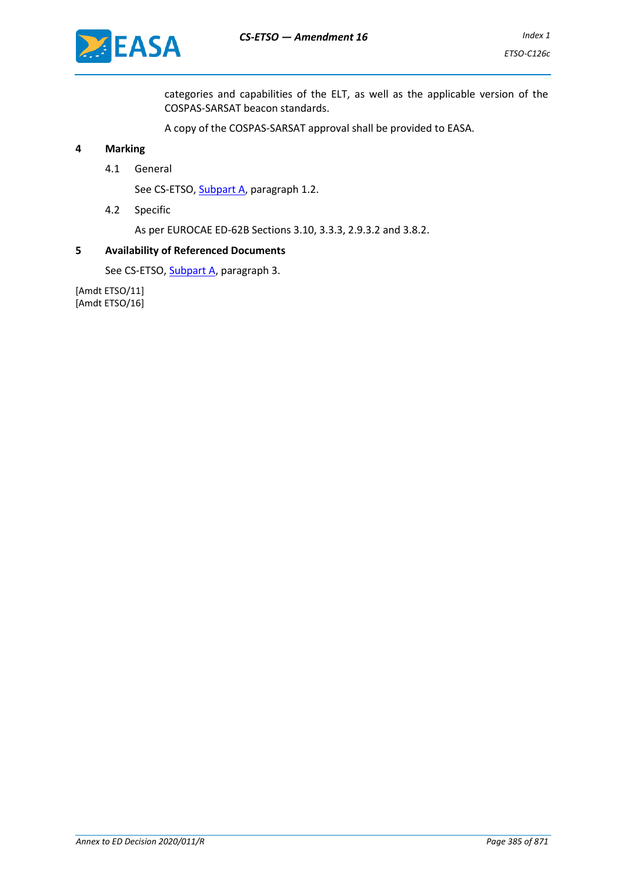categories and capabilities of the ELT, as well as the applicable version of the COSPAS-SARSAT beacon standards.

A copy of the COSPAS-SARSAT approval shall be provided to EASA.

## 4 Marking

4.1 General

See CS-ETSO, Subpart A, paragraph 1.2.

4.2 Specific

As per EUROCAE ED-62B Sections 3.10, 3.3.3, 2.9.3.2 and 3.8.2.

## 5 Availability of Referenced Documents

See CS-ETSO, Subpart A, paragraph 3.

[Amdt ETSO/11]
[Amdt ETSO/16]